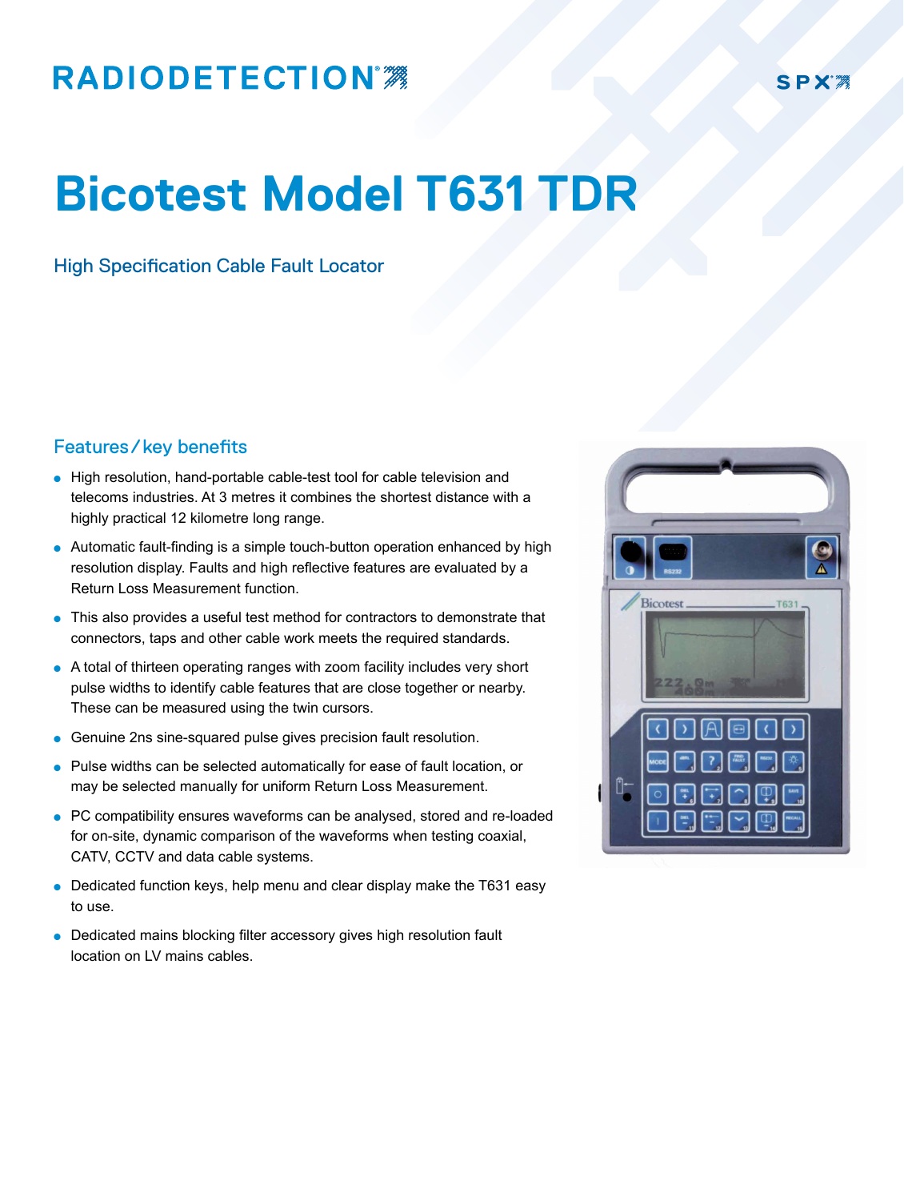RADIODETECTION

SPX

# Bicotest Model T631 TDR

## High Specification Cable Fault Locator

### Features / key benefits

- High resolution, hand-portable cable-test tool for cable television and telecoms industries. At 3 metres it combines the shortest distance with a highly practical 12 kilometre long range.
- Automatic fault-finding is a simple touch-button operation enhanced by high resolution display. Faults and high reflective features are evaluated by a Return Loss Measurement function.
- This also provides a useful test method for contractors to demonstrate that connectors, taps and other cable work meets the required standards.
- A total of thirteen operating ranges with zoom facility includes very short pulse widths to identify cable features that are close together or nearby. These can be measured using the twin cursors.
- Genuine 2ns sine-squared pulse gives precision fault resolution.
- Pulse widths can be selected automatically for ease of fault location, or may be selected manually for uniform Return Loss Measurement.
- PC compatibility ensures waveforms can be analysed, stored and re-loaded for on-site, dynamic comparison of the waveforms when testing coaxial, CATV, CCTV and data cable systems.
- Dedicated function keys, help menu and clear display make the T631 easy to use.
- Dedicated mains blocking filter accessory gives high resolution fault location on LV mains cables.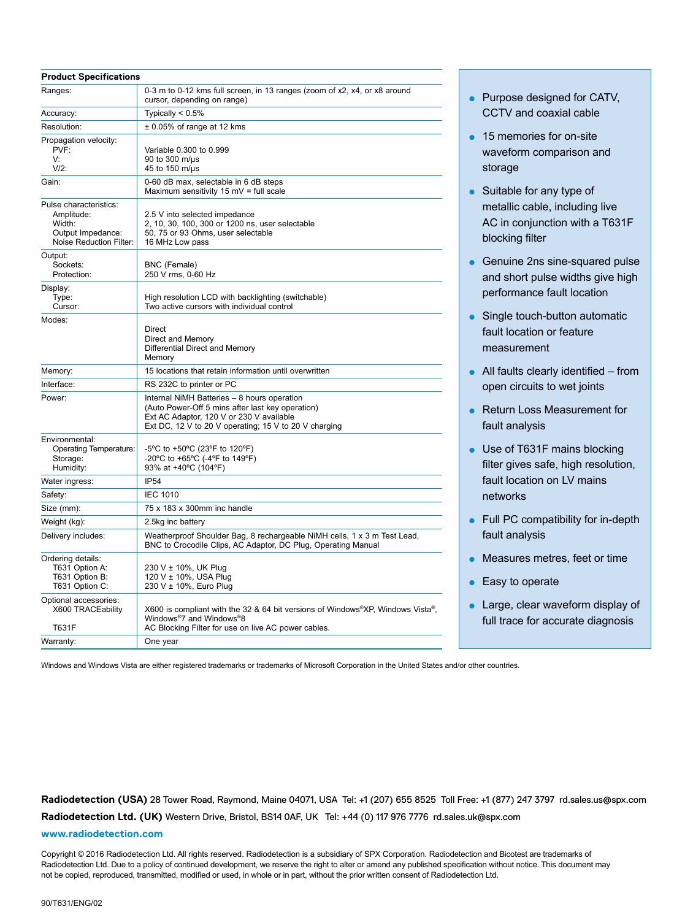## Product Specifications

| | |
|---|---|
| Ranges: | 0-3 m to 0-12 kms full screen, in 13 ranges (zoom of x2, x4, or x8 around cursor, depending on range) |
| Accuracy: | Typically < 0.5% |
| Resolution: | ± 0.05% of range at 12 kms |
| Propagation velocity:<br>PVF:<br>V:<br>V/2: | <br>Variable 0.300 to 0.999<br>90 to 300 m/µs<br>45 to 150 m/µs |
| Gain: | 0-60 dB max, selectable in 6 dB steps<br>Maximum sensitivity 15 mV = full scale |
| Pulse characteristics:<br>Amplitude:<br>Width:<br>Output Impedance:<br>Noise Reduction Filter: | <br>2.5 V into selected impedance<br>2, 10, 30, 100, 300 or 1200 ns, user selectable<br>50, 75 or 93 Ohms, user selectable<br>16 MHz Low pass |
| Output:<br>Sockets:<br>Protection: | <br>BNC (Female)<br>250 V rms, 0-60 Hz |
| Display:<br>Type:<br>Cursor: | <br>High resolution LCD with backlighting (switchable)<br>Two active cursors with individual control |
| Modes: | <br>Direct<br>Direct and Memory<br>Differential Direct and Memory<br>Memory |
| Memory: | 15 locations that retain information until overwritten |
| Interface: | RS 232C to printer or PC |
| Power: | Internal NiMH Batteries – 8 hours operation<br>(Auto Power-Off 5 mins after last key operation)<br>Ext AC Adaptor, 120 V or 230 V available<br>Ext DC, 12 V to 20 V operating; 15 V to 20 V charging |
| Environmental:<br>Operating Temperature:<br>Storage:<br>Humidity: | <br>-5ºC to +50ºC (23ºF to 120ºF)<br>-20ºC to +65ºC (-4ºF to 149ºF)<br>93% at +40ºC (104ºF) |
| Water ingress: | IP54 |
| Safety: | IEC 1010 |
| Size (mm): | 75 x 183 x 300mm inc handle |
| Weight (kg): | 2.5kg inc battery |
| Delivery includes: | Weatherproof Shoulder Bag, 8 rechargeable NiMH cells, 1 x 3 m Test Lead, BNC to Crocodile Clips, AC Adaptor, DC Plug, Operating Manual |
| Ordering details:<br>T631 Option A:<br>T631 Option B:<br>T631 Option C: | <br>230 V ± 10%, UK Plug<br>120 V ± 10%, USA Plug<br>230 V ± 10%, Euro Plug |
| Optional accessories:<br>X600 TRACEability<br><br>T631F | <br>X600 is compliant with the 32 & 64 bit versions of Windows®XP, Windows Vista®, Windows®7 and Windows®8<br>AC Blocking Filter for use on live AC power cables. |
| Warranty: | One year |

- Purpose designed for CATV, CCTV and coaxial cable
- 15 memories for on-site waveform comparison and storage
- Suitable for any type of metallic cable, including live AC in conjunction with a T631F blocking filter
- Genuine 2ns sine-squared pulse and short pulse widths give high performance fault location
- Single touch-button automatic fault location or feature measurement
- All faults clearly identified – from open circuits to wet joints
- Return Loss Measurement for fault analysis
- Use of T631F mains blocking filter gives safe, high resolution, fault location on LV mains networks
- Full PC compatibility for in-depth fault analysis
- Measures metres, feet or time
- Easy to operate
- Large, clear waveform display of full trace for accurate diagnosis

Windows and Windows Vista are either registered trademarks or trademarks of Microsoft Corporation in the United States and/or other countries.

**Radiodetection (USA)** 28 Tower Road, Raymond, Maine 04071, USA Tel: +1 (207) 655 8525 Toll Free: +1 (877) 247 3797 rd.sales.us@spx.com

**Radiodetection Ltd. (UK)** Western Drive, Bristol, BS14 0AF, UK Tel: +44 (0) 117 976 7776 rd.sales.uk@spx.com

**www.radiodetection.com**

Copyright © 2016 Radiodetection Ltd. All rights reserved. Radiodetection is a subsidiary of SPX Corporation. Radiodetection and Bicotest are trademarks of Radiodetection Ltd. Due to a policy of continued development, we reserve the right to alter or amend any published specification without notice. This document may not be copied, reproduced, transmitted, modified or used, in whole or in part, without the prior written consent of Radiodetection Ltd.

90/T631/ENG/02